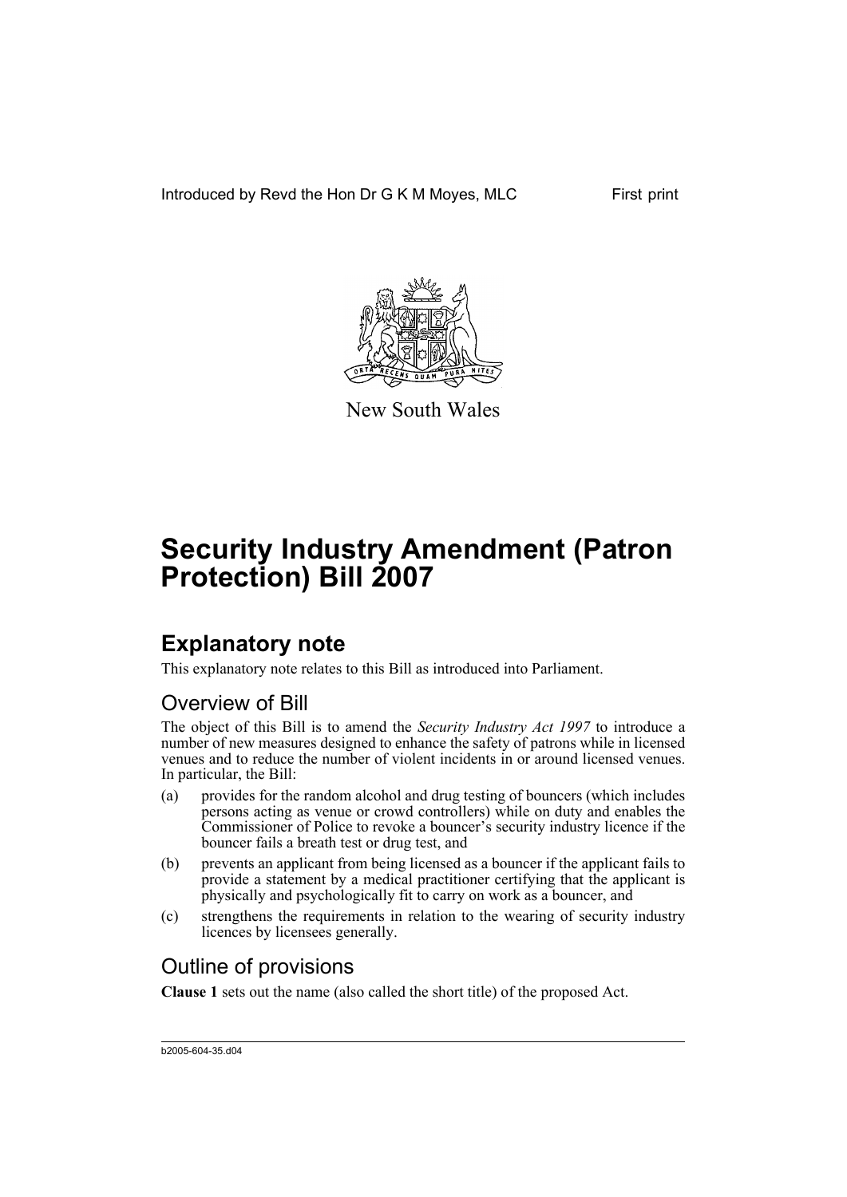Introduced by Revd the Hon Dr G K M Moyes, MLC

First print

New South Wales

# Security Industry Amendment (Patron Protection) Bill 2007

## Explanatory note

This explanatory note relates to this Bill as introduced into Parliament.

### Overview of Bill

The object of this Bill is to amend the *Security Industry Act 1997* to introduce a number of new measures designed to enhance the safety of patrons while in licensed venues and to reduce the number of violent incidents in or around licensed venues. In particular, the Bill:

(a) provides for the random alcohol and drug testing of bouncers (which includes persons acting as venue or crowd controllers) while on duty and enables the Commissioner of Police to revoke a bouncer's security industry licence if the bouncer fails a breath test or drug test, and

(b) prevents an applicant from being licensed as a bouncer if the applicant fails to provide a statement by a medical practitioner certifying that the applicant is physically and psychologically fit to carry on work as a bouncer, and

(c) strengthens the requirements in relation to the wearing of security industry licences by licensees generally.

### Outline of provisions

**Clause 1** sets out the name (also called the short title) of the proposed Act.

b2005-604-35.d04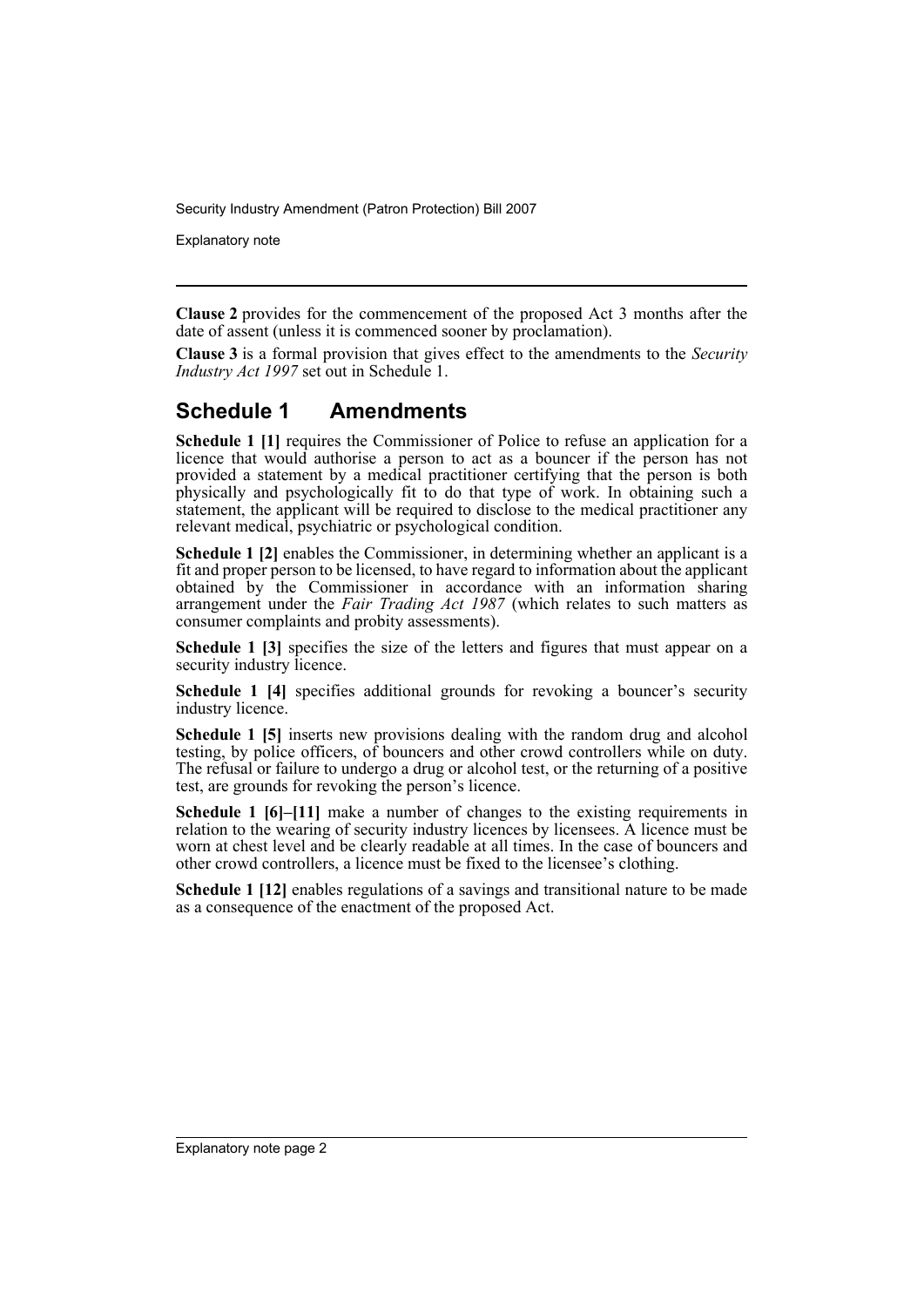**Clause 2** provides for the commencement of the proposed Act 3 months after the date of assent (unless it is commenced sooner by proclamation).

**Clause 3** is a formal provision that gives effect to the amendments to the *Security Industry Act 1997* set out in Schedule 1.

## Schedule 1 Amendments

**Schedule 1 [1]** requires the Commissioner of Police to refuse an application for a licence that would authorise a person to act as a bouncer if the person has not provided a statement by a medical practitioner certifying that the person is both physically and psychologically fit to do that type of work. In obtaining such a statement, the applicant will be required to disclose to the medical practitioner any relevant medical, psychiatric or psychological condition.

**Schedule 1 [2]** enables the Commissioner, in determining whether an applicant is a fit and proper person to be licensed, to have regard to information about the applicant obtained by the Commissioner in accordance with an information sharing arrangement under the *Fair Trading Act 1987* (which relates to such matters as consumer complaints and probity assessments).

**Schedule 1 [3]** specifies the size of the letters and figures that must appear on a security industry licence.

**Schedule 1 [4]** specifies additional grounds for revoking a bouncer's security industry licence.

**Schedule 1 [5]** inserts new provisions dealing with the random drug and alcohol testing, by police officers, of bouncers and other crowd controllers while on duty. The refusal or failure to undergo a drug or alcohol test, or the returning of a positive test, are grounds for revoking the person's licence.

**Schedule 1 [6]–[11]** make a number of changes to the existing requirements in relation to the wearing of security industry licences by licensees. A licence must be worn at chest level and be clearly readable at all times. In the case of bouncers and other crowd controllers, a licence must be fixed to the licensee's clothing.

**Schedule 1 [12]** enables regulations of a savings and transitional nature to be made as a consequence of the enactment of the proposed Act.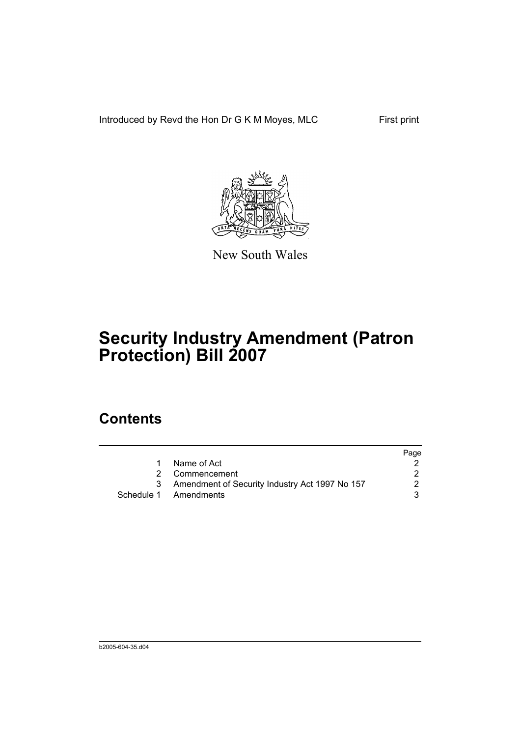Introduced by Revd the Hon Dr G K M Moyes, MLC

First print

New South Wales

# Security Industry Amendment (Patron Protection) Bill 2007

## Contents

| | | Page |
|---|---|---|
| 1 | Name of Act | 2 |
| 2 | Commencement | 2 |
| 3 | Amendment of Security Industry Act 1997 No 157 | 2 |
| Schedule 1 | Amendments | 3 |

b2005-604-35.d04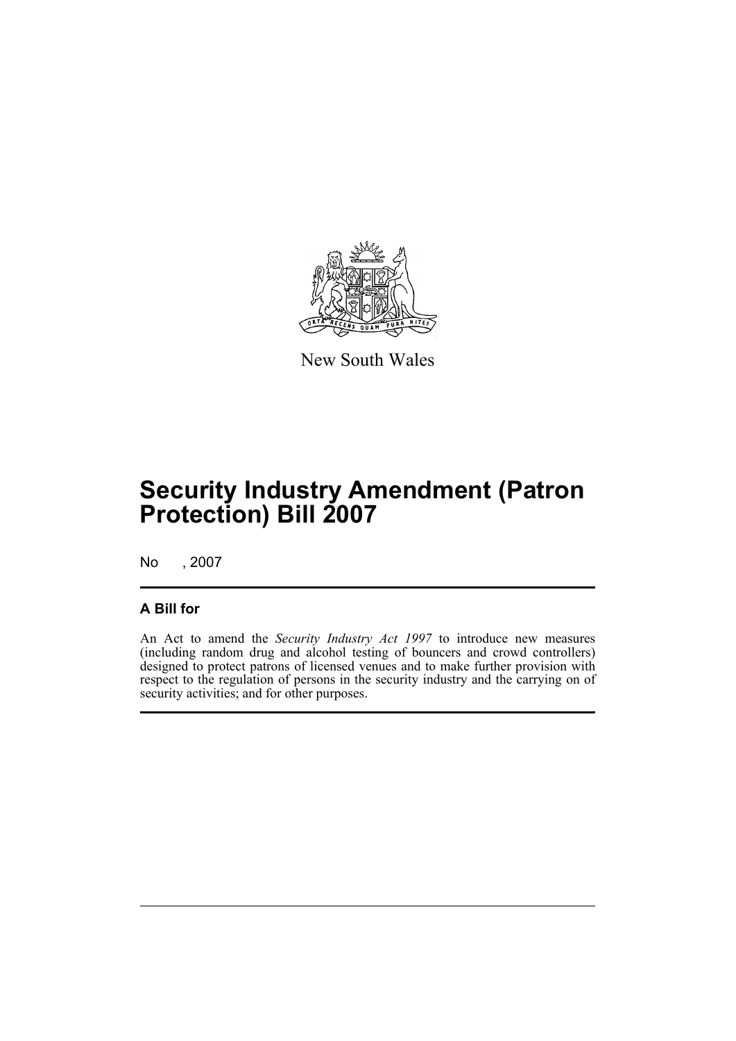New South Wales

# Security Industry Amendment (Patron Protection) Bill 2007

No , 2007

## A Bill for

An Act to amend the *Security Industry Act 1997* to introduce new measures (including random drug and alcohol testing of bouncers and crowd controllers) designed to protect patrons of licensed venues and to make further provision with respect to the regulation of persons in the security industry and the carrying on of security activities; and for other purposes.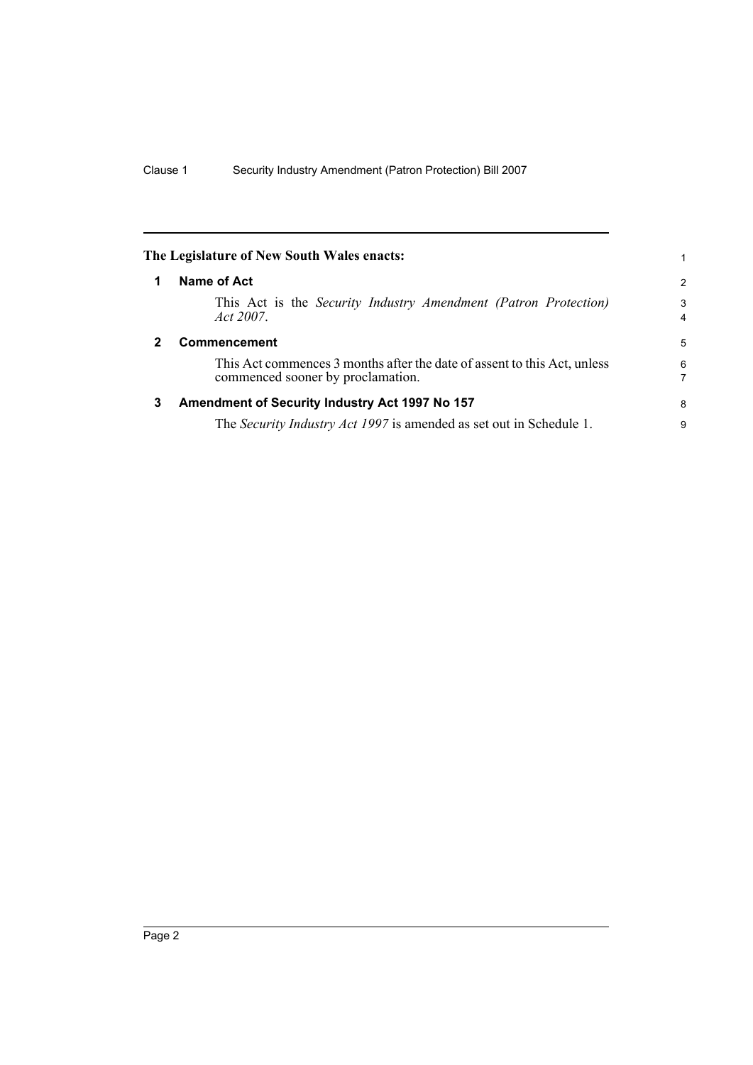**The Legislature of New South Wales enacts:**

## 1 Name of Act

This Act is the *Security Industry Amendment (Patron Protection) Act 2007*.

## 2 Commencement

This Act commences 3 months after the date of assent to this Act, unless commenced sooner by proclamation.

## 3 Amendment of Security Industry Act 1997 No 157

The *Security Industry Act 1997* is amended as set out in Schedule 1.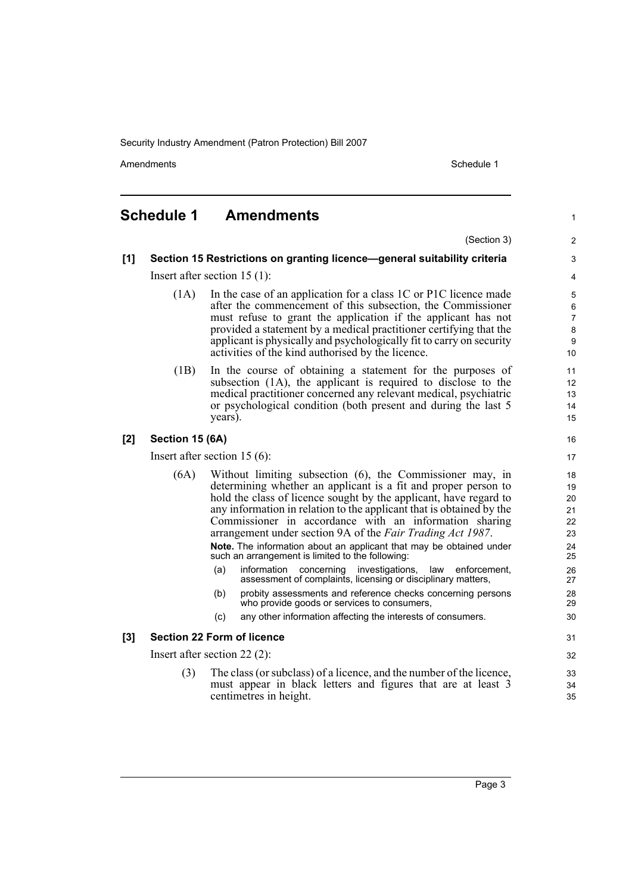## Schedule 1 Amendments

(Section 3)

### [1] Section 15 Restrictions on granting licence—general suitability criteria

Insert after section 15 (1):

(1A) In the case of an application for a class 1C or P1C licence made after the commencement of this subsection, the Commissioner must refuse to grant the application if the applicant has not provided a statement by a medical practitioner certifying that the applicant is physically and psychologically fit to carry on security activities of the kind authorised by the licence.

(1B) In the course of obtaining a statement for the purposes of subsection (1A), the applicant is required to disclose to the medical practitioner concerned any relevant medical, psychiatric or psychological condition (both present and during the last 5 years).

### [2] Section 15 (6A)

Insert after section 15 (6):

(6A) Without limiting subsection (6), the Commissioner may, in determining whether an applicant is a fit and proper person to hold the class of licence sought by the applicant, have regard to any information in relation to the applicant that is obtained by the Commissioner in accordance with an information sharing arrangement under section 9A of the *Fair Trading Act 1987*.

**Note.** The information about an applicant that may be obtained under such an arrangement is limited to the following:

(a) information concerning investigations, law enforcement, assessment of complaints, licensing or disciplinary matters,

(b) probity assessments and reference checks concerning persons who provide goods or services to consumers,

(c) any other information affecting the interests of consumers.

### [3] Section 22 Form of licence

Insert after section 22 (2):

(3) The class (or subclass) of a licence, and the number of the licence, must appear in black letters and figures that are at least 3 centimetres in height.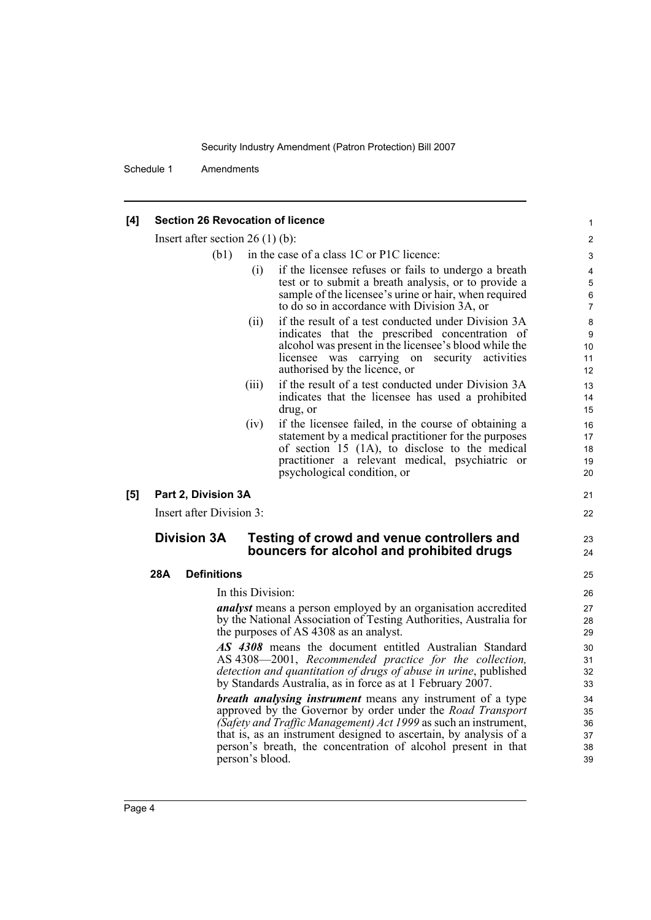### [4] Section 26 Revocation of licence

Insert after section 26 (1) (b):

(b1) in the case of a class 1C or P1C licence:

(i) if the licensee refuses or fails to undergo a breath test or to submit a breath analysis, or to provide a sample of the licensee's urine or hair, when required to do so in accordance with Division 3A, or

(ii) if the result of a test conducted under Division 3A indicates that the prescribed concentration of alcohol was present in the licensee's blood while the licensee was carrying on security activities authorised by the licence, or

(iii) if the result of a test conducted under Division 3A indicates that the licensee has used a prohibited drug, or

(iv) if the licensee failed, in the course of obtaining a statement by a medical practitioner for the purposes of section 15 (1A), to disclose to the medical practitioner a relevant medical, psychiatric or psychological condition, or

### [5] Part 2, Division 3A

Insert after Division 3:

## Division 3A Testing of crowd and venue controllers and bouncers for alcohol and prohibited drugs

### 28A Definitions

In this Division:

***analyst*** means a person employed by an organisation accredited by the National Association of Testing Authorities, Australia for the purposes of AS 4308 as an analyst.

***AS 4308*** means the document entitled Australian Standard AS 4308—2001, *Recommended practice for the collection, detection and quantitation of drugs of abuse in urine*, published by Standards Australia, as in force as at 1 February 2007.

***breath analysing instrument*** means any instrument of a type approved by the Governor by order under the *Road Transport (Safety and Traffic Management) Act 1999* as such an instrument, that is, as an instrument designed to ascertain, by analysis of a person's breath, the concentration of alcohol present in that person's blood.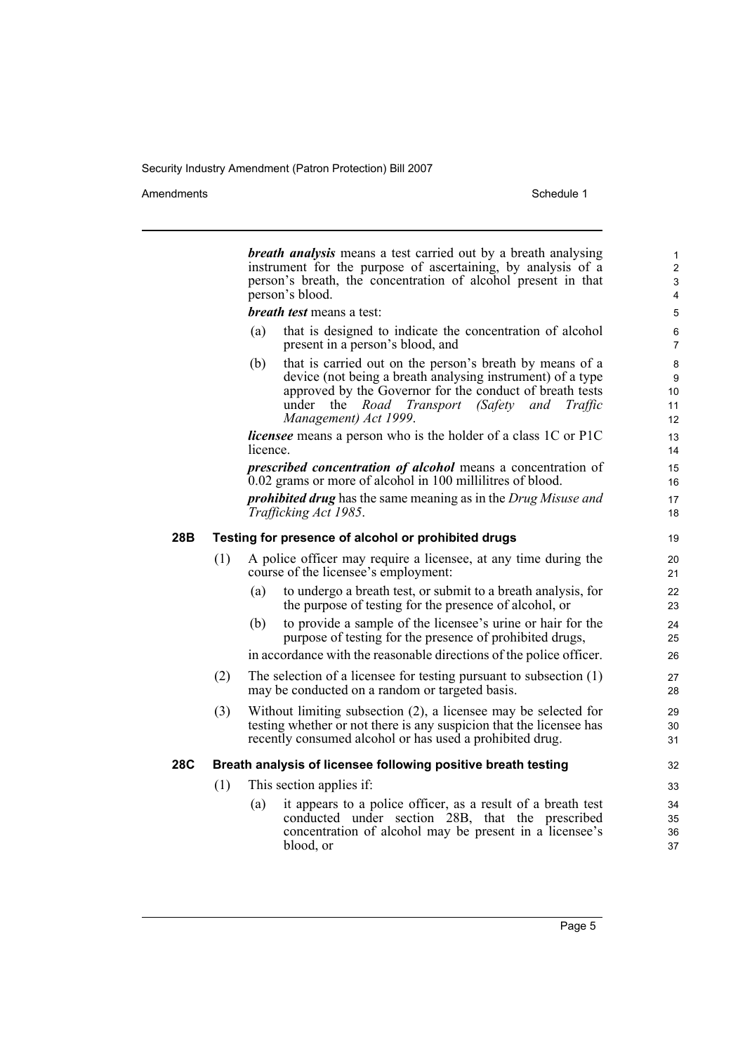***breath analysis*** means a test carried out by a breath analysing instrument for the purpose of ascertaining, by analysis of a person's breath, the concentration of alcohol present in that person's blood.

***breath test*** means a test:

(a) that is designed to indicate the concentration of alcohol present in a person's blood, and

(b) that is carried out on the person's breath by means of a device (not being a breath analysing instrument) of a type approved by the Governor for the conduct of breath tests under the *Road Transport (Safety and Traffic Management) Act 1999*.

***licensee*** means a person who is the holder of a class 1C or P1C licence.

***prescribed concentration of alcohol*** means a concentration of 0.02 grams or more of alcohol in 100 millilitres of blood.

***prohibited drug*** has the same meaning as in the *Drug Misuse and Trafficking Act 1985*.

### 28B Testing for presence of alcohol or prohibited drugs

(1) A police officer may require a licensee, at any time during the course of the licensee's employment:

(a) to undergo a breath test, or submit to a breath analysis, for the purpose of testing for the presence of alcohol, or

(b) to provide a sample of the licensee's urine or hair for the purpose of testing for the presence of prohibited drugs,

in accordance with the reasonable directions of the police officer.

(2) The selection of a licensee for testing pursuant to subsection (1) may be conducted on a random or targeted basis.

(3) Without limiting subsection (2), a licensee may be selected for testing whether or not there is any suspicion that the licensee has recently consumed alcohol or has used a prohibited drug.

### 28C Breath analysis of licensee following positive breath testing

(1) This section applies if:

(a) it appears to a police officer, as a result of a breath test conducted under section 28B, that the prescribed concentration of alcohol may be present in a licensee's blood, or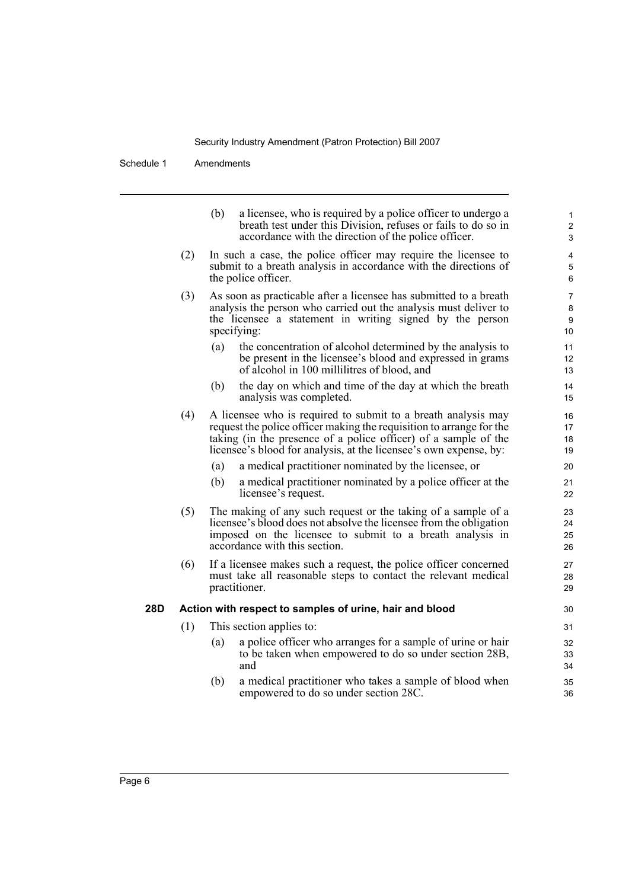(b) a licensee, who is required by a police officer to undergo a breath test under this Division, refuses or fails to do so in accordance with the direction of the police officer.

(2) In such a case, the police officer may require the licensee to submit to a breath analysis in accordance with the directions of the police officer.

(3) As soon as practicable after a licensee has submitted to a breath analysis the person who carried out the analysis must deliver to the licensee a statement in writing signed by the person specifying:

(a) the concentration of alcohol determined by the analysis to be present in the licensee's blood and expressed in grams of alcohol in 100 millilitres of blood, and

(b) the day on which and time of the day at which the breath analysis was completed.

(4) A licensee who is required to submit to a breath analysis may request the police officer making the requisition to arrange for the taking (in the presence of a police officer) of a sample of the licensee's blood for analysis, at the licensee's own expense, by:

(a) a medical practitioner nominated by the licensee, or

(b) a medical practitioner nominated by a police officer at the licensee's request.

(5) The making of any such request or the taking of a sample of a licensee's blood does not absolve the licensee from the obligation imposed on the licensee to submit to a breath analysis in accordance with this section.

(6) If a licensee makes such a request, the police officer concerned must take all reasonable steps to contact the relevant medical practitioner.

### 28D Action with respect to samples of urine, hair and blood

(1) This section applies to:

(a) a police officer who arranges for a sample of urine or hair to be taken when empowered to do so under section 28B, and

(b) a medical practitioner who takes a sample of blood when empowered to do so under section 28C.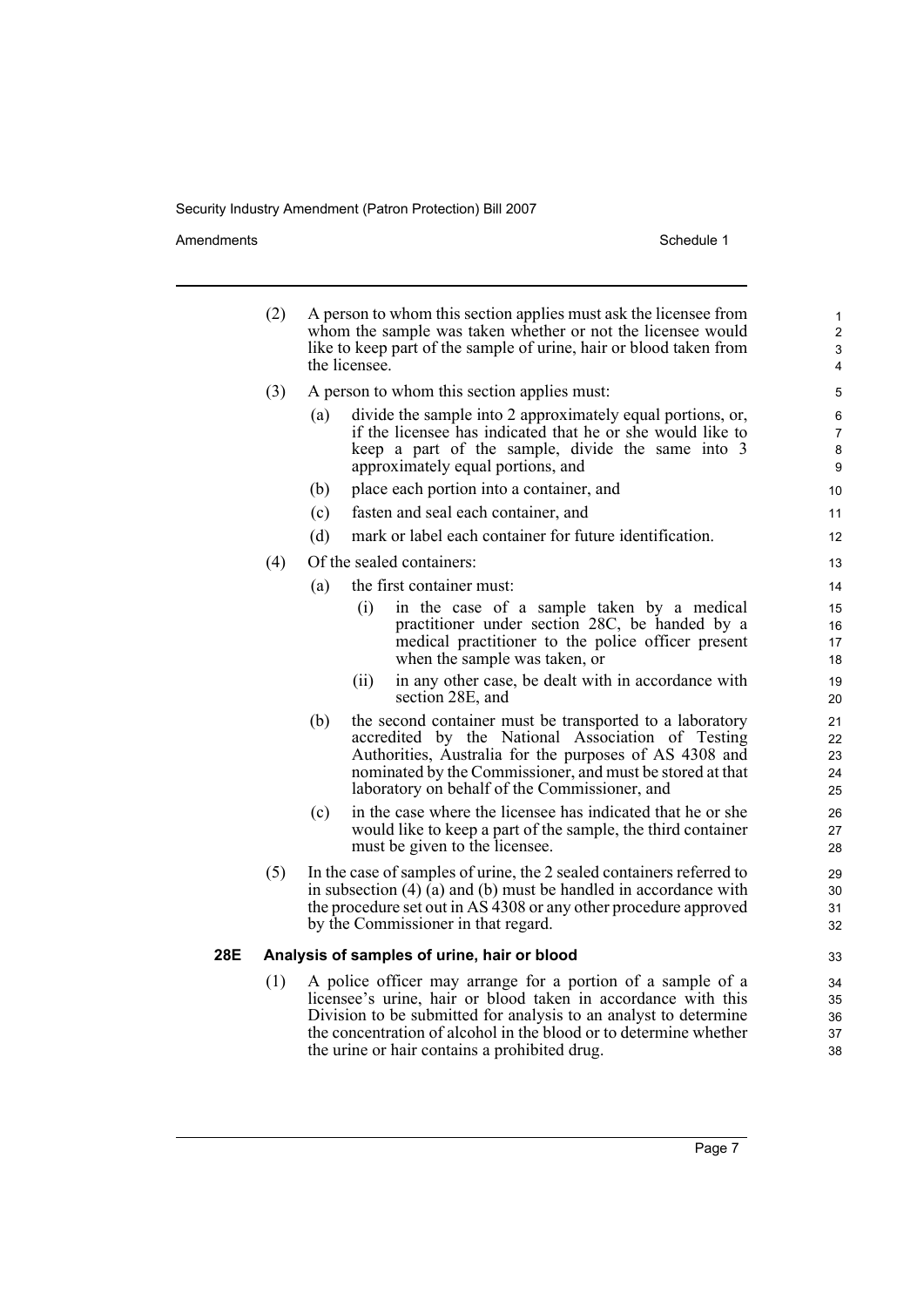(2) A person to whom this section applies must ask the licensee from whom the sample was taken whether or not the licensee would like to keep part of the sample of urine, hair or blood taken from the licensee.

(3) A person to whom this section applies must:

- (a) divide the sample into 2 approximately equal portions, or, if the licensee has indicated that he or she would like to keep a part of the sample, divide the same into 3 approximately equal portions, and
- (b) place each portion into a container, and
- (c) fasten and seal each container, and
- (d) mark or label each container for future identification.

(4) Of the sealed containers:

- (a) the first container must:
  - (i) in the case of a sample taken by a medical practitioner under section 28C, be handed by a medical practitioner to the police officer present when the sample was taken, or
  - (ii) in any other case, be dealt with in accordance with section 28E, and
- (b) the second container must be transported to a laboratory accredited by the National Association of Testing Authorities, Australia for the purposes of AS 4308 and nominated by the Commissioner, and must be stored at that laboratory on behalf of the Commissioner, and
- (c) in the case where the licensee has indicated that he or she would like to keep a part of the sample, the third container must be given to the licensee.

(5) In the case of samples of urine, the 2 sealed containers referred to in subsection (4) (a) and (b) must be handled in accordance with the procedure set out in AS 4308 or any other procedure approved by the Commissioner in that regard.

### 28E Analysis of samples of urine, hair or blood

(1) A police officer may arrange for a portion of a sample of a licensee's urine, hair or blood taken in accordance with this Division to be submitted for analysis to an analyst to determine the concentration of alcohol in the blood or to determine whether the urine or hair contains a prohibited drug.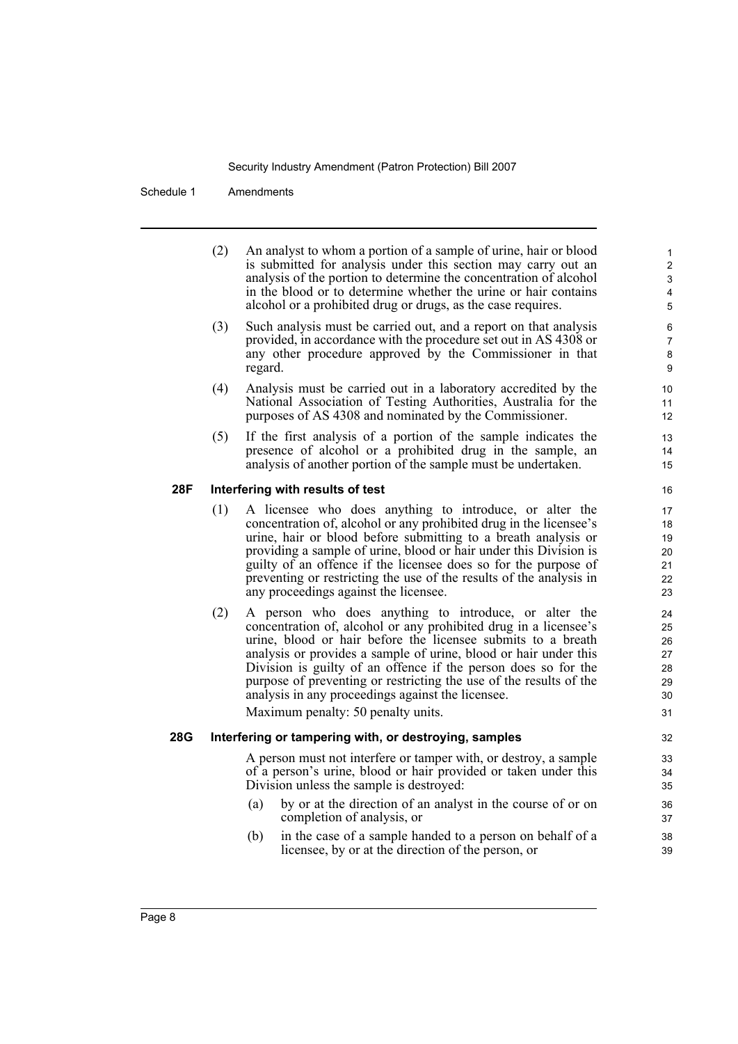(2) An analyst to whom a portion of a sample of urine, hair or blood is submitted for analysis under this section may carry out an analysis of the portion to determine the concentration of alcohol in the blood or to determine whether the urine or hair contains alcohol or a prohibited drug or drugs, as the case requires.

(3) Such analysis must be carried out, and a report on that analysis provided, in accordance with the procedure set out in AS 4308 or any other procedure approved by the Commissioner in that regard.

(4) Analysis must be carried out in a laboratory accredited by the National Association of Testing Authorities, Australia for the purposes of AS 4308 and nominated by the Commissioner.

(5) If the first analysis of a portion of the sample indicates the presence of alcohol or a prohibited drug in the sample, an analysis of another portion of the sample must be undertaken.

**28F Interfering with results of test**

(1) A licensee who does anything to introduce, or alter the concentration of, alcohol or any prohibited drug in the licensee's urine, hair or blood before submitting to a breath analysis or providing a sample of urine, blood or hair under this Division is guilty of an offence if the licensee does so for the purpose of preventing or restricting the use of the results of the analysis in any proceedings against the licensee.

(2) A person who does anything to introduce, or alter the concentration of, alcohol or any prohibited drug in a licensee's urine, blood or hair before the licensee submits to a breath analysis or provides a sample of urine, blood or hair under this Division is guilty of an offence if the person does so for the purpose of preventing or restricting the use of the results of the analysis in any proceedings against the licensee.

Maximum penalty: 50 penalty units.

**28G Interfering or tampering with, or destroying, samples**

A person must not interfere or tamper with, or destroy, a sample of a person's urine, blood or hair provided or taken under this Division unless the sample is destroyed:

(a) by or at the direction of an analyst in the course of or on completion of analysis, or

(b) in the case of a sample handed to a person on behalf of a licensee, by or at the direction of the person, or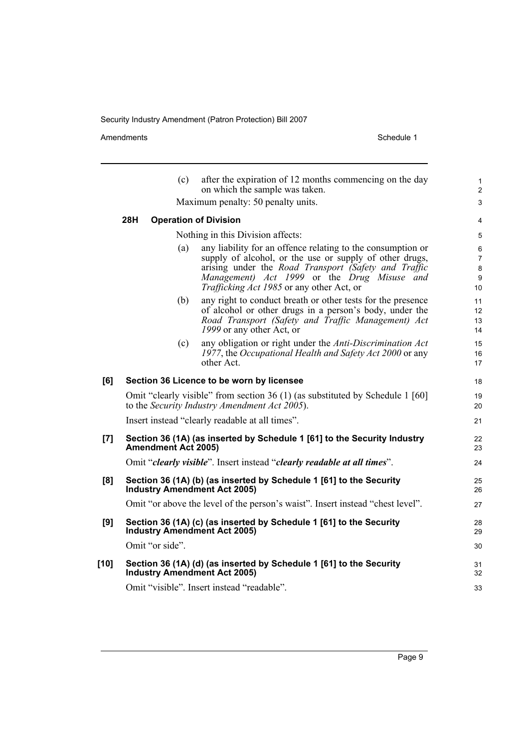(c) after the expiration of 12 months commencing on the day on which the sample was taken.

Maximum penalty: 50 penalty units.

**28H Operation of Division**

Nothing in this Division affects:

(a) any liability for an offence relating to the consumption or supply of alcohol, or the use or supply of other drugs, arising under the *Road Transport (Safety and Traffic Management) Act 1999* or the *Drug Misuse and Trafficking Act 1985* or any other Act, or

(b) any right to conduct breath or other tests for the presence of alcohol or other drugs in a person's body, under the *Road Transport (Safety and Traffic Management) Act 1999* or any other Act, or

(c) any obligation or right under the *Anti-Discrimination Act 1977*, the *Occupational Health and Safety Act 2000* or any other Act.

**[6] Section 36 Licence to be worn by licensee**

Omit "clearly visible" from section 36 (1) (as substituted by Schedule 1 [60] to the *Security Industry Amendment Act 2005*).

Insert instead "clearly readable at all times".

**[7] Section 36 (1A) (as inserted by Schedule 1 [61] to the Security Industry Amendment Act 2005)**

Omit "***clearly visible***". Insert instead "***clearly readable at all times***".

**[8] Section 36 (1A) (b) (as inserted by Schedule 1 [61] to the Security Industry Amendment Act 2005)**

Omit "or above the level of the person's waist". Insert instead "chest level".

**[9] Section 36 (1A) (c) (as inserted by Schedule 1 [61] to the Security Industry Amendment Act 2005)**

Omit "or side".

**[10] Section 36 (1A) (d) (as inserted by Schedule 1 [61] to the Security Industry Amendment Act 2005)**

Omit "visible". Insert instead "readable".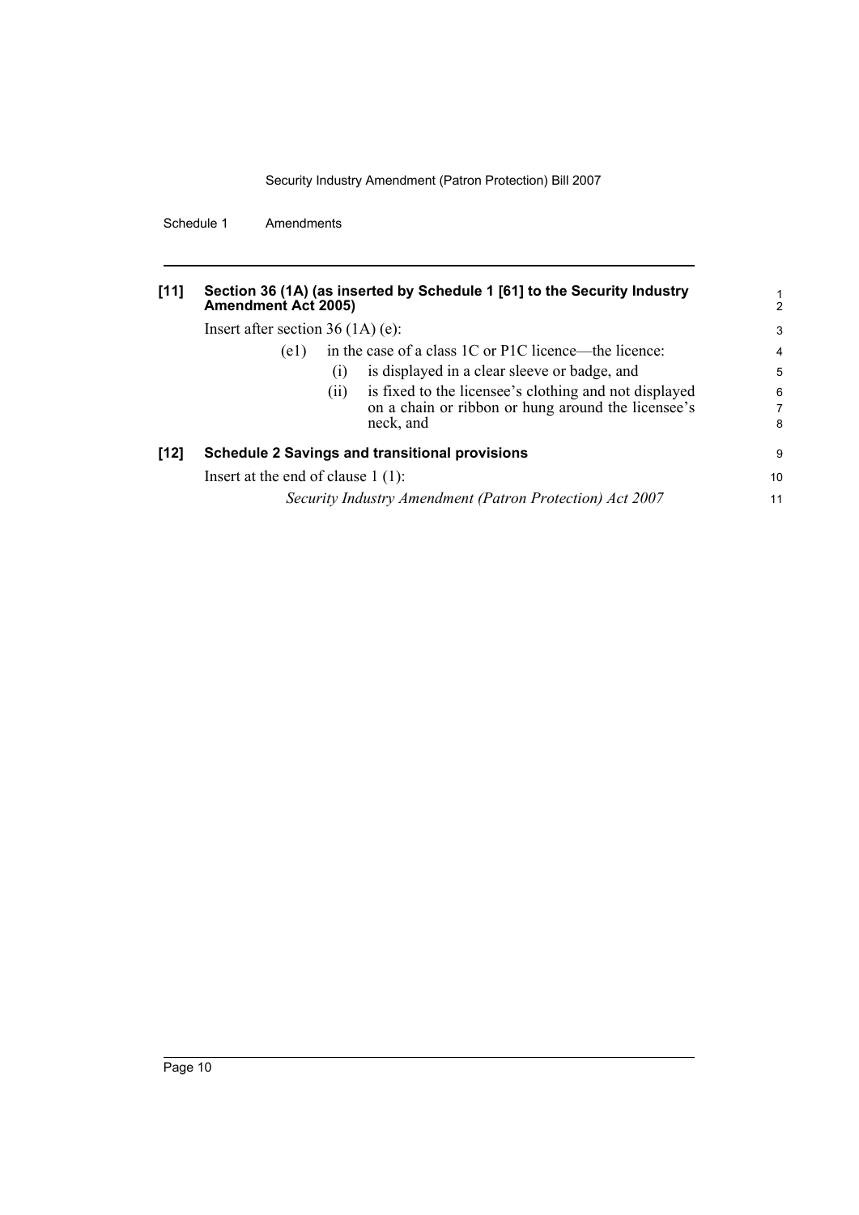**[11] Section 36 (1A) (as inserted by Schedule 1 [61] to the Security Industry Amendment Act 2005)**

Insert after section 36 (1A) (e):

(e1) in the case of a class 1C or P1C licence—the licence:

(i) is displayed in a clear sleeve or badge, and

(ii) is fixed to the licensee's clothing and not displayed on a chain or ribbon or hung around the licensee's neck, and

**[12] Schedule 2 Savings and transitional provisions**

Insert at the end of clause 1 (1):

*Security Industry Amendment (Patron Protection) Act 2007*